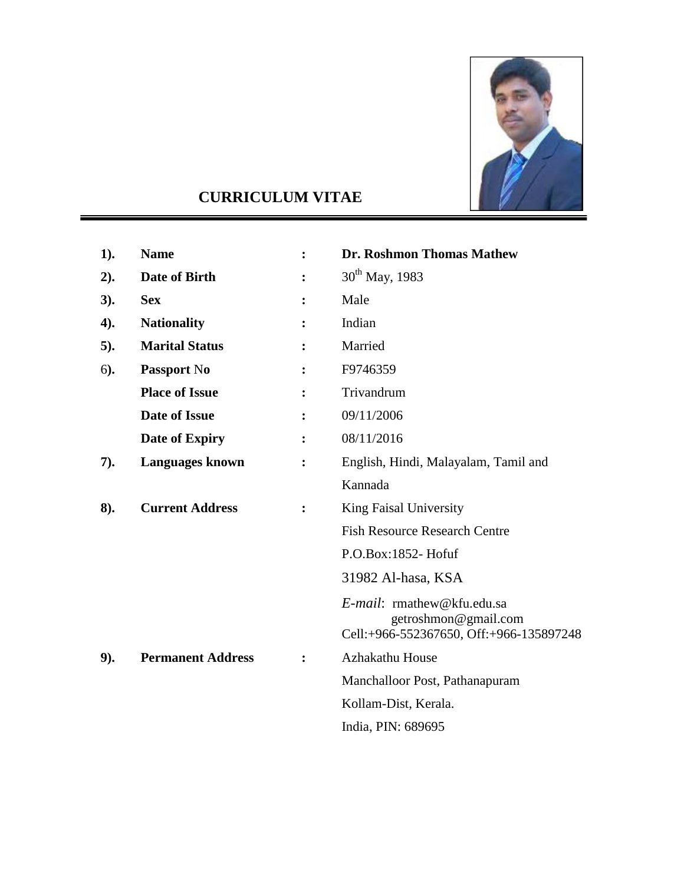# CURRICULUM VITAE

| | | | |
|---|---|---|---|
| **1).** | **Name** | **:** | **Dr. Roshmon Thomas Mathew** |
| **2).** | **Date of Birth** | **:** | 30th May, 1983 |
| **3).** | **Sex** | **:** | Male |
| **4).** | **Nationality** | **:** | Indian |
| **5).** | **Marital Status** | **:** | Married |
| 6**).** | **Passport** No | **:** | F9746359 |
| | **Place of Issue** | **:** | Trivandrum |
| | **Date of Issue** | **:** | 09/11/2006 |
| | **Date of Expiry** | **:** | 08/11/2016 |
| **7).** | **Languages known** | **:** | English, Hindi, Malayalam, Tamil and Kannada |
| **8).** | **Current Address** | **:** | King Faisal University<br>Fish Resource Research Centre<br>P.O.Box:1852- Hofuf<br>31982 Al-hasa, KSA<br>*E-mail*: rmathew@kfu.edu.sa<br>getroshmon@gmail.com<br>Cell:+966-552367650, Off:+966-135897248 |
| **9).** | **Permanent Address** | **:** | Azhakathu House<br>Manchalloor Post, Pathanapuram<br>Kollam-Dist, Kerala.<br>India, PIN: 689695 |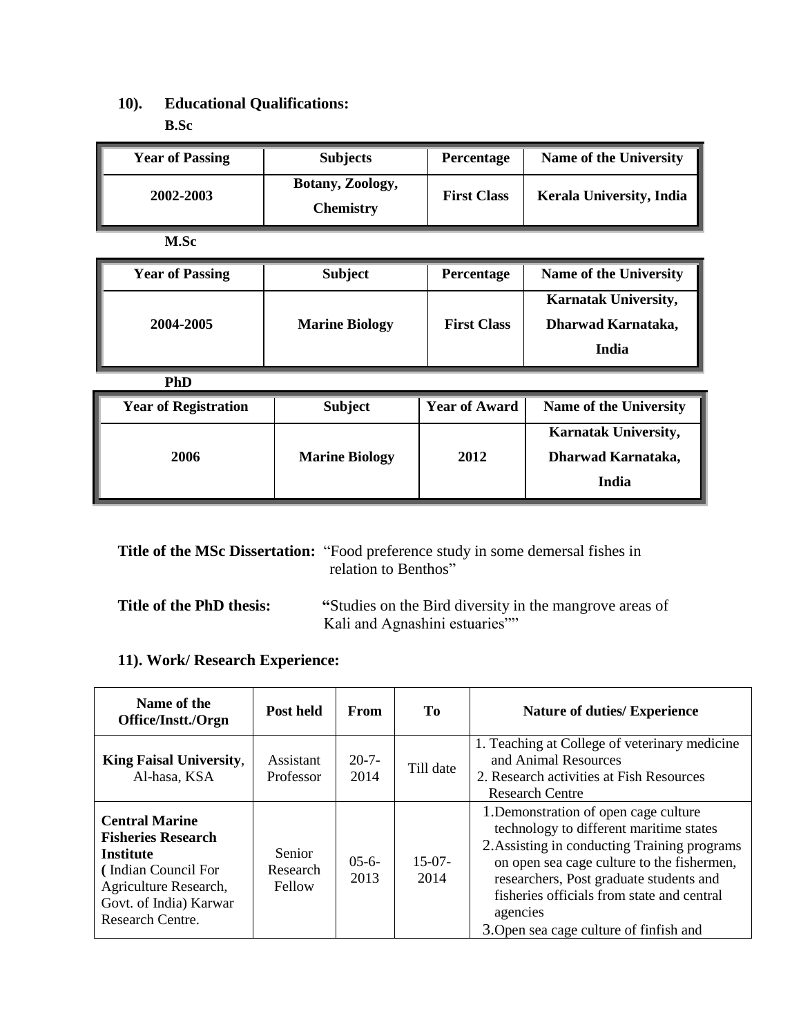## 10). Educational Qualifications:

**B.Sc**

| Year of Passing | Subjects | Percentage | Name of the University |
|---|---|---|---|
| **2002-2003** | **Botany, Zoology, Chemistry** | **First Class** | **Kerala University, India** |

**M.Sc**

| Year of Passing | Subject | Percentage | Name of the University |
|---|---|---|---|
| **2004-2005** | **Marine Biology** | **First Class** | **Karnatak University, Dharwad Karnataka, India** |

**PhD**

| Year of Registration | Subject | Year of Award | Name of the University |
|---|---|---|---|
| **2006** | **Marine Biology** | **2012** | **Karnatak University, Dharwad Karnataka, India** |

**Title of the MSc Dissertation:** "Food preference study in some demersal fishes in relation to Benthos"

**Title of the PhD thesis:** **"**Studies on the Bird diversity in the mangrove areas of Kali and Agnashini estuaries""

## 11). Work/ Research Experience:

| Name of the Office/Instt./Orgn | Post held | From | To | Nature of duties/ Experience |
|---|---|---|---|---|
| **King Faisal University**, Al-hasa, KSA | Assistant Professor | 20-7-2014 | Till date | 1. Teaching at College of veterinary medicine and Animal Resources<br>2. Research activities at Fish Resources Research Centre |
| **Central Marine Fisheries Research Institute** ( Indian Council For Agriculture Research, Govt. of India) Karwar Research Centre. | Senior Research Fellow | 05-6-2013 | 15-07-2014 | 1.Demonstration of open cage culture technology to different maritime states<br>2.Assisting in conducting Training programs on open sea cage culture to the fishermen, researchers, Post graduate students and fisheries officials from state and central agencies<br>3.Open sea cage culture of finfish and |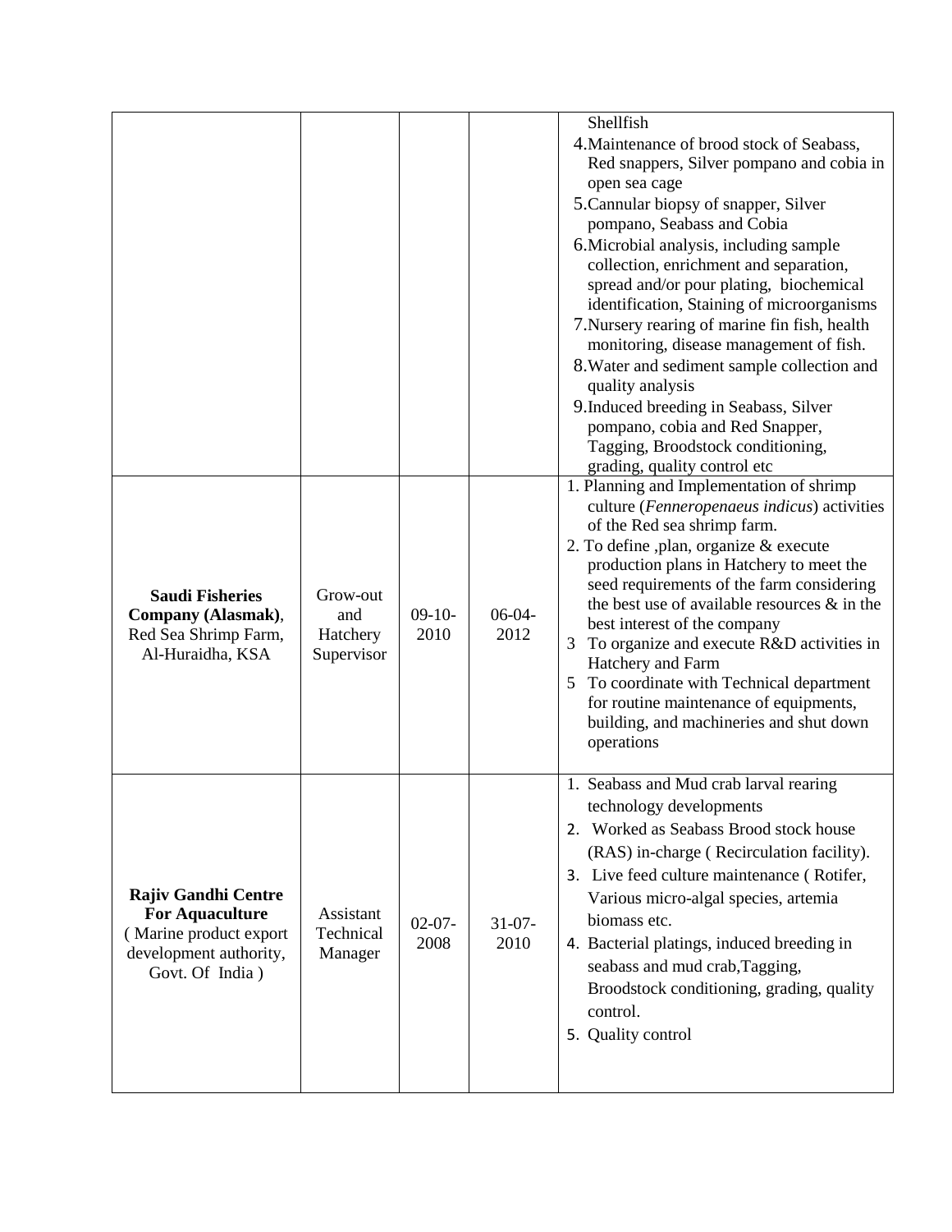| | | | | |
|---|---|---|---|---|
| | | | | Shellfish<br>4.Maintenance of brood stock of Seabass, Red snappers, Silver pompano and cobia in open sea cage<br>5.Cannular biopsy of snapper, Silver pompano, Seabass and Cobia<br>6.Microbial analysis, including sample collection, enrichment and separation, spread and/or pour plating, biochemical identification, Staining of microorganisms<br>7.Nursery rearing of marine fin fish, health monitoring, disease management of fish.<br>8.Water and sediment sample collection and quality analysis<br>9.Induced breeding in Seabass, Silver pompano, cobia and Red Snapper, Tagging, Broodstock conditioning, grading, quality control etc |
| **Saudi Fisheries Company (Alasmak)**, Red Sea Shrimp Farm, Al-Huraidha, KSA | Grow-out and Hatchery Supervisor | 09-10-2010 | 06-04-2012 | 1. Planning and Implementation of shrimp culture (*Fenneropenaeus indicus*) activities of the Red sea shrimp farm.<br>2. To define ,plan, organize & execute production plans in Hatchery to meet the seed requirements of the farm considering the best use of available resources & in the best interest of the company<br>3 To organize and execute R&D activities in Hatchery and Farm<br>5 To coordinate with Technical department for routine maintenance of equipments, building, and machineries and shut down operations |
| **Rajiv Gandhi Centre For Aquaculture** ( Marine product export development authority, Govt. Of India ) | Assistant Technical Manager | 02-07-2008 | 31-07-2010 | 1. Seabass and Mud crab larval rearing technology developments<br>2. Worked as Seabass Brood stock house (RAS) in-charge ( Recirculation facility).<br>3. Live feed culture maintenance ( Rotifer, Various micro-algal species, artemia biomass etc.<br>4. Bacterial platings, induced breeding in seabass and mud crab,Tagging, Broodstock conditioning, grading, quality control.<br>5. Quality control |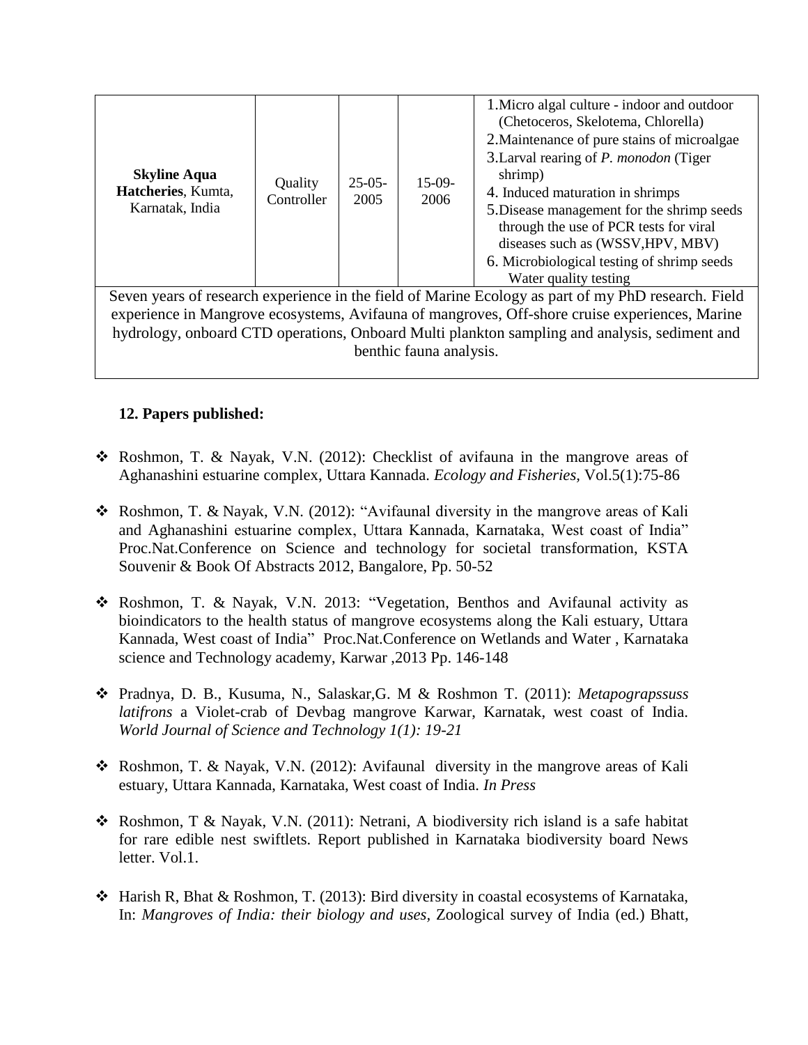| **Skyline Aqua Hatcheries**, Kumta, Karnataka, India | Quality Controller | 25-05-2005 | 15-09-2006 | 1.Micro algal culture - indoor and outdoor (Chetoceros, Skelotema, Chlorella)<br>2.Maintenance of pure stains of microalgae<br>3.Larval rearing of *P. monodon* (Tiger shrimp)<br>4. Induced maturation in shrimps<br>5.Disease management for the shrimp seeds through the use of PCR tests for viral diseases such as (WSSV,HPV, MBV)<br>6. Microbiological testing of shrimp seeds Water quality testing |
|---|---|---|---|---|
| Seven years of research experience in the field of Marine Ecology as part of my PhD research. Field experience in Mangrove ecosystems, Avifauna of mangroves, Off-shore cruise experiences, Marine hydrology, onboard CTD operations, Onboard Multi plankton sampling and analysis, sediment and benthic fauna analysis. | | | | |

**12. Papers published:**

- Roshmon, T. & Nayak, V.N. (2012): Checklist of avifauna in the mangrove areas of Aghanashini estuarine complex, Uttara Kannada. *Ecology and Fisheries,* Vol.5(1):75-86

- Roshmon, T. & Nayak, V.N. (2012): "Avifaunal diversity in the mangrove areas of Kali and Aghanashini estuarine complex, Uttara Kannada, Karnataka, West coast of India" Proc.Nat.Conference on Science and technology for societal transformation, KSTA Souvenir & Book Of Abstracts 2012, Bangalore, Pp. 50-52

- Roshmon, T. & Nayak, V.N. 2013: "Vegetation, Benthos and Avifaunal activity as bioindicators to the health status of mangrove ecosystems along the Kali estuary, Uttara Kannada, West coast of India" Proc.Nat.Conference on Wetlands and Water , Karnataka science and Technology academy, Karwar ,2013 Pp. 146-148

- Pradnya, D. B., Kusuma, N., Salaskar,G. M & Roshmon T. (2011): *Metapograpssuss latifrons* a Violet-crab of Devbag mangrove Karwar, Karnatak, west coast of India. *World Journal of Science and Technology 1(1): 19-21*

- Roshmon, T. & Nayak, V.N. (2012): Avifaunal diversity in the mangrove areas of Kali estuary, Uttara Kannada, Karnataka, West coast of India. *In Press*

- Roshmon, T & Nayak, V.N. (2011): Netrani, A biodiversity rich island is a safe habitat for rare edible nest swiftlets. Report published in Karnataka biodiversity board News letter. Vol.1.

- Harish R, Bhat & Roshmon, T. (2013): Bird diversity in coastal ecosystems of Karnataka, In: *Mangroves of India: their biology and uses,* Zoological survey of India (ed.) Bhatt,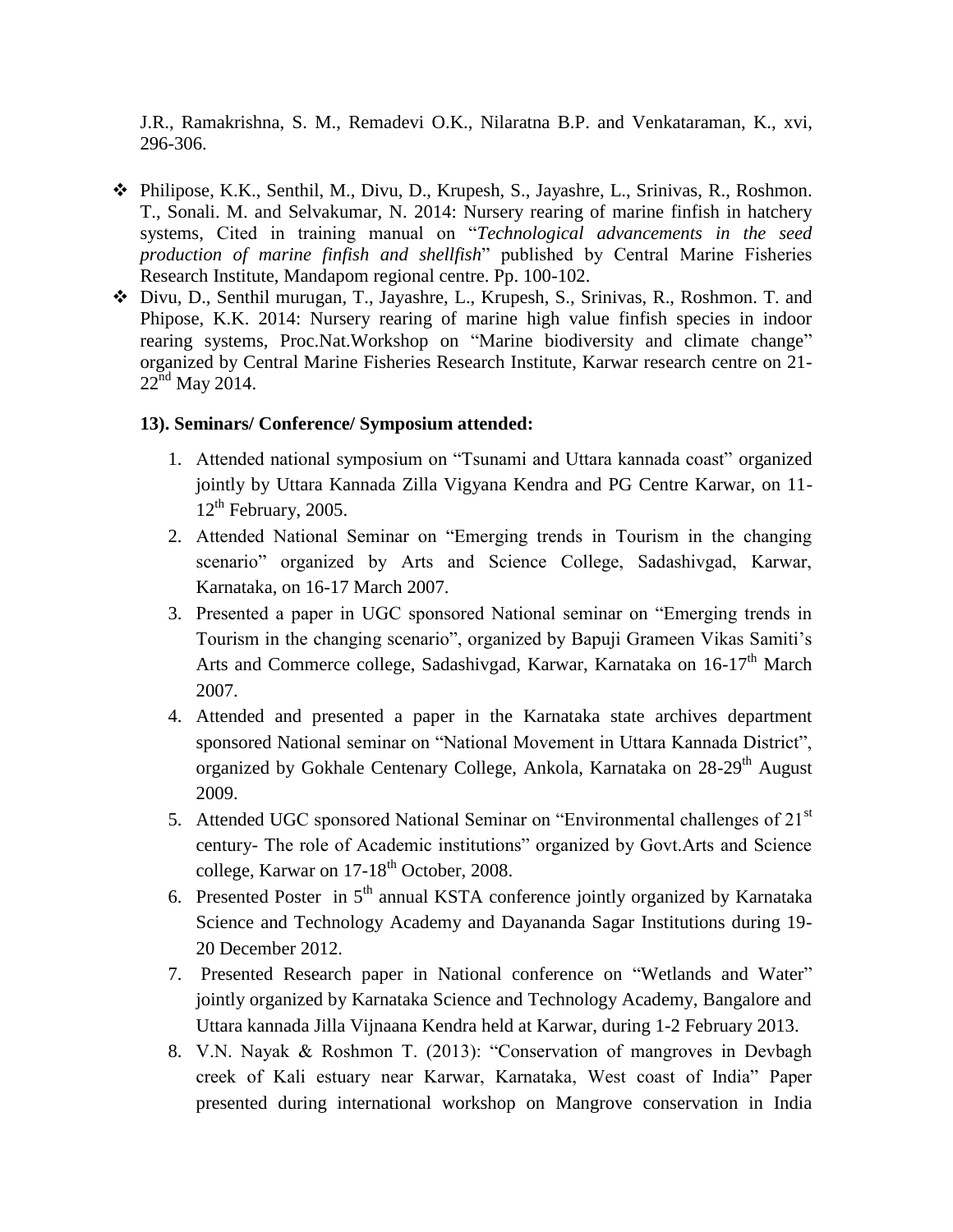J.R., Ramakrishna, S. M., Remadevi O.K., Nilaratna B.P. and Venkataraman, K., xvi, 296-306.

- Philipose, K.K., Senthil, M., Divu, D., Krupesh, S., Jayashre, L., Srinivas, R., Roshmon. T., Sonali. M. and Selvakumar, N. 2014: Nursery rearing of marine finfish in hatchery systems, Cited in training manual on "*Technological advancements in the seed production of marine finfish and shellfish*" published by Central Marine Fisheries Research Institute, Mandapom regional centre. Pp. 100-102.
- Divu, D., Senthil murugan, T., Jayashre, L., Krupesh, S., Srinivas, R., Roshmon. T. and Phipose, K.K. 2014: Nursery rearing of marine high value finfish species in indoor rearing systems, Proc.Nat.Workshop on "Marine biodiversity and climate change" organized by Central Marine Fisheries Research Institute, Karwar research centre on 21-22nd May 2014.

**13). Seminars/ Conference/ Symposium attended:**

1. Attended national symposium on "Tsunami and Uttara kannada coast" organized jointly by Uttara Kannada Zilla Vigyana Kendra and PG Centre Karwar, on 11-12th February, 2005.
2. Attended National Seminar on "Emerging trends in Tourism in the changing scenario" organized by Arts and Science College, Sadashivgad, Karwar, Karnataka, on 16-17 March 2007.
3. Presented a paper in UGC sponsored National seminar on "Emerging trends in Tourism in the changing scenario", organized by Bapuji Grameen Vikas Samiti's Arts and Commerce college, Sadashivgad, Karwar, Karnataka on 16-17th March 2007.
4. Attended and presented a paper in the Karnataka state archives department sponsored National seminar on "National Movement in Uttara Kannada District", organized by Gokhale Centenary College, Ankola, Karnataka on 28-29th August 2009.
5. Attended UGC sponsored National Seminar on "Environmental challenges of 21st century- The role of Academic institutions" organized by Govt.Arts and Science college, Karwar on 17-18th October, 2008.
6. Presented Poster in 5th annual KSTA conference jointly organized by Karnataka Science and Technology Academy and Dayananda Sagar Institutions during 19-20 December 2012.
7. Presented Research paper in National conference on "Wetlands and Water" jointly organized by Karnataka Science and Technology Academy, Bangalore and Uttara kannada Jilla Vijnaana Kendra held at Karwar, during 1-2 February 2013.
8. V.N. Nayak & Roshmon T. (2013): "Conservation of mangroves in Devbagh creek of Kali estuary near Karwar, Karnataka, West coast of India" Paper presented during international workshop on Mangrove conservation in India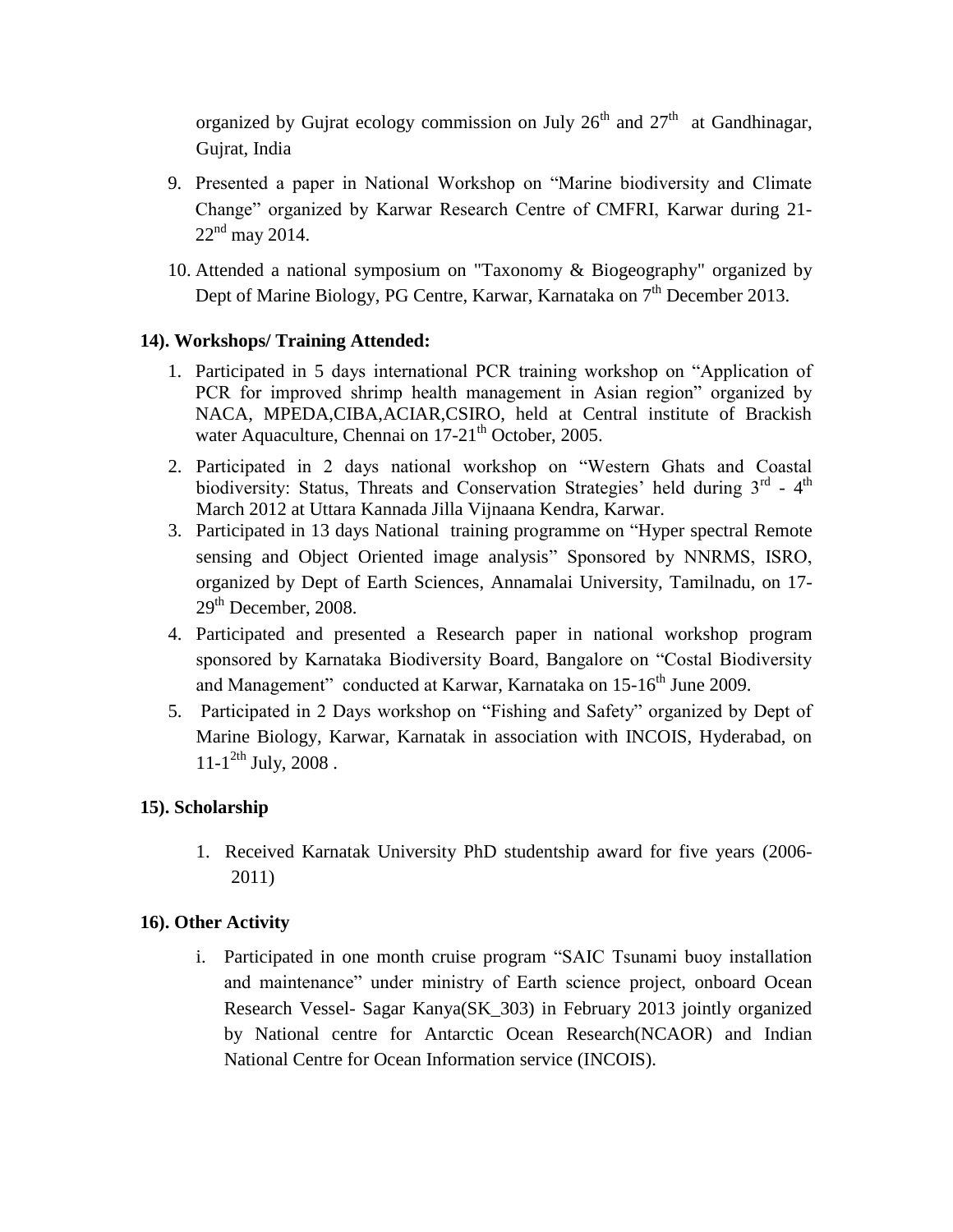organized by Gujrat ecology commission on July 26th and 27th at Gandhinagar, Gujrat, India

9. Presented a paper in National Workshop on "Marine biodiversity and Climate Change" organized by Karwar Research Centre of CMFRI, Karwar during 21-22nd may 2014.
10. Attended a national symposium on "Taxonomy & Biogeography" organized by Dept of Marine Biology, PG Centre, Karwar, Karnataka on 7th December 2013.

**14). Workshops/ Training Attended:**

1. Participated in 5 days international PCR training workshop on "Application of PCR for improved shrimp health management in Asian region" organized by NACA, MPEDA,CIBA,ACIAR,CSIRO, held at Central institute of Brackish water Aquaculture, Chennai on 17-21th October, 2005.
2. Participated in 2 days national workshop on "Western Ghats and Coastal biodiversity: Status, Threats and Conservation Strategies' held during 3rd - 4th March 2012 at Uttara Kannada Jilla Vijnaana Kendra, Karwar.
3. Participated in 13 days National training programme on "Hyper spectral Remote sensing and Object Oriented image analysis" Sponsored by NNRMS, ISRO, organized by Dept of Earth Sciences, Annamalai University, Tamilnadu, on 17-29th December, 2008.
4. Participated and presented a Research paper in national workshop program sponsored by Karnataka Biodiversity Board, Bangalore on "Costal Biodiversity and Management" conducted at Karwar, Karnataka on 15-16th June 2009.
5. Participated in 2 Days workshop on "Fishing and Safety" organized by Dept of Marine Biology, Karwar, Karnatak in association with INCOIS, Hyderabad, on 11-12th July, 2008 .

**15). Scholarship**

1. Received Karnatak University PhD studentship award for five years (2006-2011)

**16). Other Activity**

i. Participated in one month cruise program "SAIC Tsunami buoy installation and maintenance" under ministry of Earth science project, onboard Ocean Research Vessel- Sagar Kanya(SK_303) in February 2013 jointly organized by National centre for Antarctic Ocean Research(NCAOR) and Indian National Centre for Ocean Information service (INCOIS).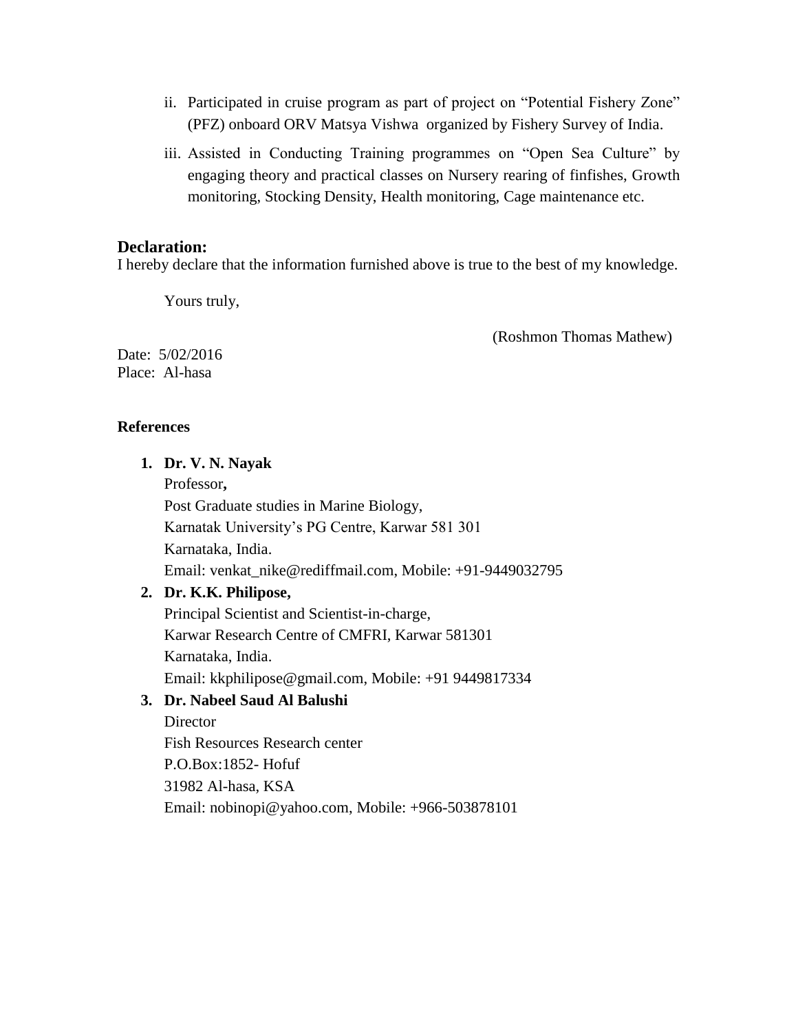ii. Participated in cruise program as part of project on "Potential Fishery Zone" (PFZ) onboard ORV Matsya Vishwa organized by Fishery Survey of India.

iii. Assisted in Conducting Training programmes on "Open Sea Culture" by engaging theory and practical classes on Nursery rearing of finfishes, Growth monitoring, Stocking Density, Health monitoring, Cage maintenance etc.

### Declaration:

I hereby declare that the information furnished above is true to the best of my knowledge.

Yours truly,

(Roshmon Thomas Mathew)

Date: 5/02/2016
Place: Al-hasa

**References**

1. **Dr. V. N. Nayak**
   Professor**,**
   Post Graduate studies in Marine Biology,
   Karnatak University's PG Centre, Karwar 581 301
   Karnataka, India.
   Email: venkat_nike@rediffmail.com, Mobile: +91-9449032795
2. **Dr. K.K. Philipose,**
   Principal Scientist and Scientist-in-charge,
   Karwar Research Centre of CMFRI, Karwar 581301
   Karnataka, India.
   Email: kkphilipose@gmail.com, Mobile: +91 9449817334
3. **Dr. Nabeel Saud Al Balushi**
   Director
   Fish Resources Research center
   P.O.Box:1852- Hofuf
   31982 Al-hasa, KSA
   Email: nobinopi@yahoo.com, Mobile: +966-503878101